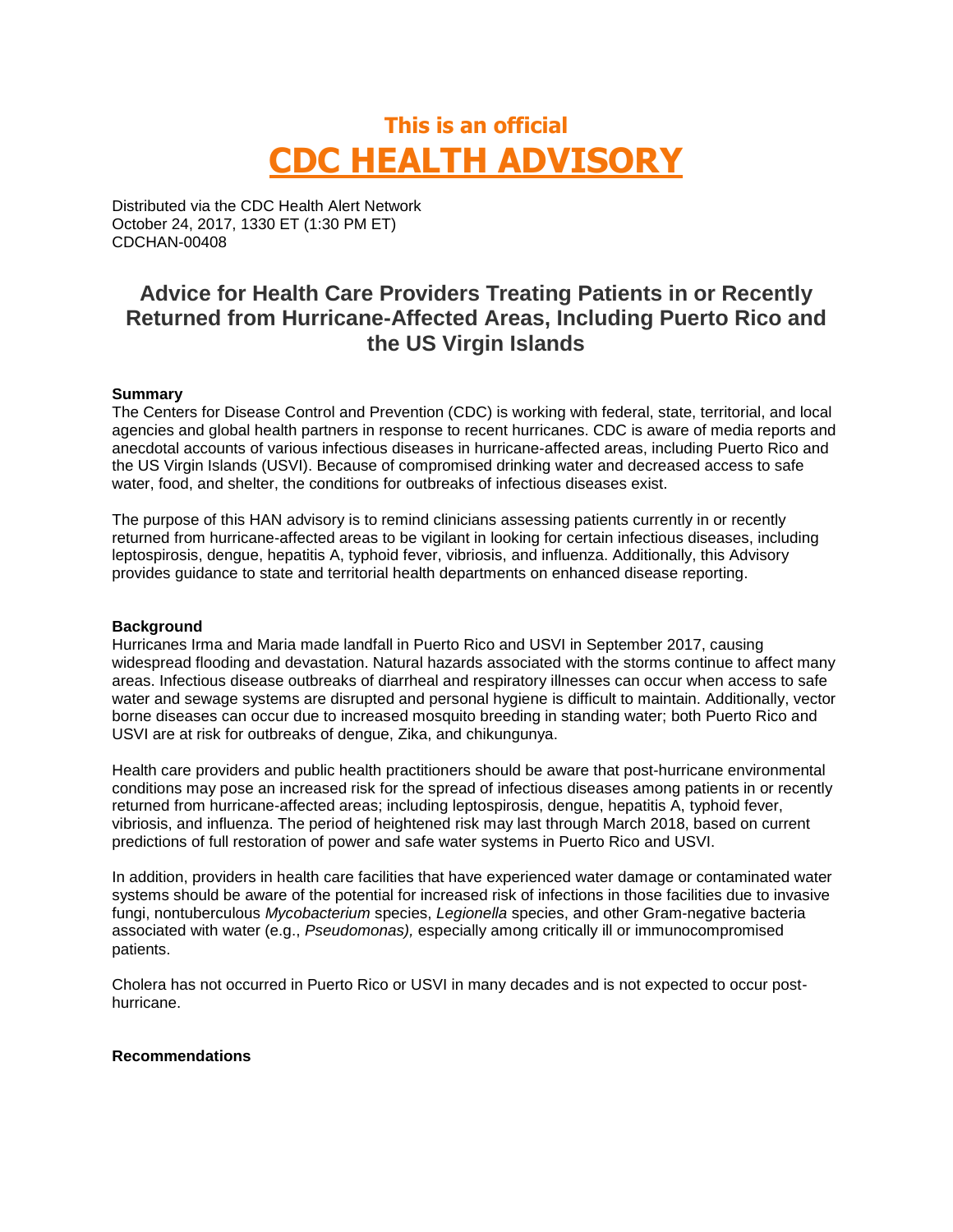# This is an official
# CDC HEALTH ADVISORY

Distributed via the CDC Health Alert Network
October 24, 2017, 1330 ET (1:30 PM ET)
CDCHAN-00408

## Advice for Health Care Providers Treating Patients in or Recently Returned from Hurricane-Affected Areas, Including Puerto Rico and the US Virgin Islands

**Summary**

The Centers for Disease Control and Prevention (CDC) is working with federal, state, territorial, and local agencies and global health partners in response to recent hurricanes. CDC is aware of media reports and anecdotal accounts of various infectious diseases in hurricane-affected areas, including Puerto Rico and the US Virgin Islands (USVI). Because of compromised drinking water and decreased access to safe water, food, and shelter, the conditions for outbreaks of infectious diseases exist.

The purpose of this HAN advisory is to remind clinicians assessing patients currently in or recently returned from hurricane-affected areas to be vigilant in looking for certain infectious diseases, including leptospirosis, dengue, hepatitis A, typhoid fever, vibriosis, and influenza. Additionally, this Advisory provides guidance to state and territorial health departments on enhanced disease reporting.

**Background**

Hurricanes Irma and Maria made landfall in Puerto Rico and USVI in September 2017, causing widespread flooding and devastation. Natural hazards associated with the storms continue to affect many areas. Infectious disease outbreaks of diarrheal and respiratory illnesses can occur when access to safe water and sewage systems are disrupted and personal hygiene is difficult to maintain. Additionally, vector borne diseases can occur due to increased mosquito breeding in standing water; both Puerto Rico and USVI are at risk for outbreaks of dengue, Zika, and chikungunya.

Health care providers and public health practitioners should be aware that post-hurricane environmental conditions may pose an increased risk for the spread of infectious diseases among patients in or recently returned from hurricane-affected areas; including leptospirosis, dengue, hepatitis A, typhoid fever, vibriosis, and influenza. The period of heightened risk may last through March 2018, based on current predictions of full restoration of power and safe water systems in Puerto Rico and USVI.

In addition, providers in health care facilities that have experienced water damage or contaminated water systems should be aware of the potential for increased risk of infections in those facilities due to invasive fungi, nontuberculous *Mycobacterium* species, *Legionella* species, and other Gram-negative bacteria associated with water (e.g., *Pseudomonas),* especially among critically ill or immunocompromised patients.

Cholera has not occurred in Puerto Rico or USVI in many decades and is not expected to occur post-hurricane.

**Recommendations**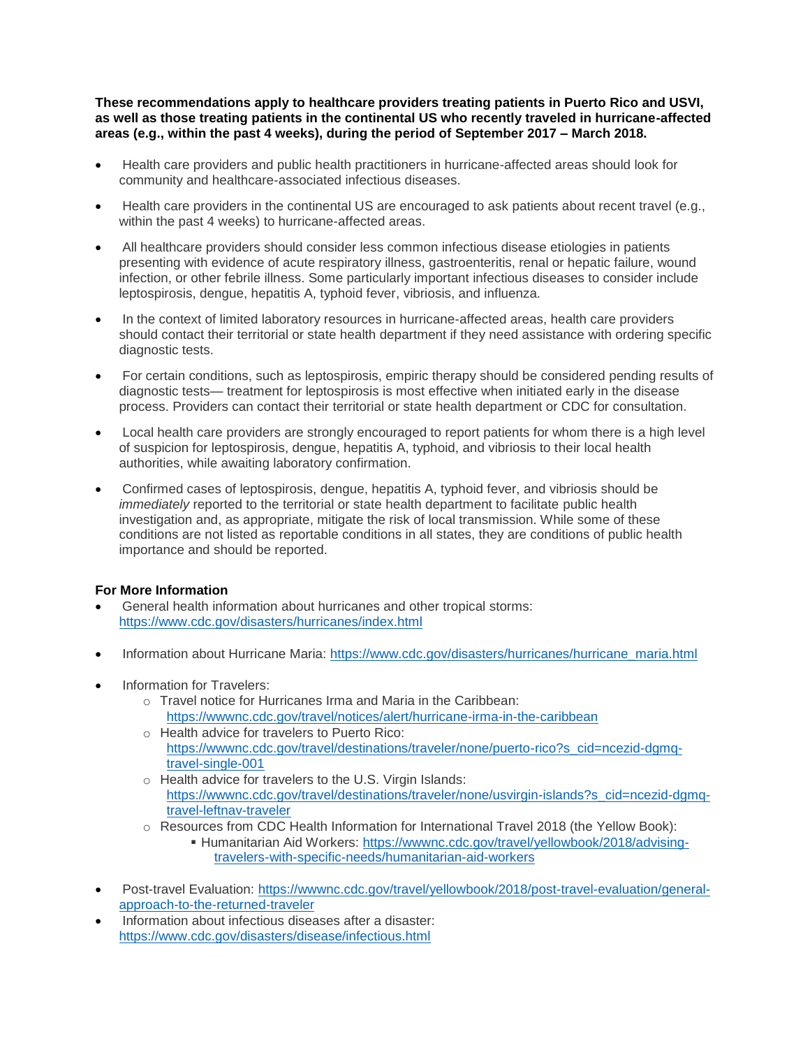**These recommendations apply to healthcare providers treating patients in Puerto Rico and USVI, as well as those treating patients in the continental US who recently traveled in hurricane-affected areas (e.g., within the past 4 weeks), during the period of September 2017 – March 2018.**

- Health care providers and public health practitioners in hurricane-affected areas should look for community and healthcare-associated infectious diseases.
- Health care providers in the continental US are encouraged to ask patients about recent travel (e.g., within the past 4 weeks) to hurricane-affected areas.
- All healthcare providers should consider less common infectious disease etiologies in patients presenting with evidence of acute respiratory illness, gastroenteritis, renal or hepatic failure, wound infection, or other febrile illness. Some particularly important infectious diseases to consider include leptospirosis, dengue, hepatitis A, typhoid fever, vibriosis, and influenza.
- In the context of limited laboratory resources in hurricane-affected areas, health care providers should contact their territorial or state health department if they need assistance with ordering specific diagnostic tests.
- For certain conditions, such as leptospirosis, empiric therapy should be considered pending results of diagnostic tests— treatment for leptospirosis is most effective when initiated early in the disease process. Providers can contact their territorial or state health department or CDC for consultation.
- Local health care providers are strongly encouraged to report patients for whom there is a high level of suspicion for leptospirosis, dengue, hepatitis A, typhoid, and vibriosis to their local health authorities, while awaiting laboratory confirmation.
- Confirmed cases of leptospirosis, dengue, hepatitis A, typhoid fever, and vibriosis should be *immediately* reported to the territorial or state health department to facilitate public health investigation and, as appropriate, mitigate the risk of local transmission. While some of these conditions are not listed as reportable conditions in all states, they are conditions of public health importance and should be reported.

**For More Information**

- General health information about hurricanes and other tropical storms: https://www.cdc.gov/disasters/hurricanes/index.html
- Information about Hurricane Maria: https://www.cdc.gov/disasters/hurricanes/hurricane_maria.html
- Information for Travelers:
  - Travel notice for Hurricanes Irma and Maria in the Caribbean: https://wwwnc.cdc.gov/travel/notices/alert/hurricane-irma-in-the-caribbean
  - Health advice for travelers to Puerto Rico: https://wwwnc.cdc.gov/travel/destinations/traveler/none/puerto-rico?s_cid=ncezid-dgmq-travel-single-001
  - Health advice for travelers to the U.S. Virgin Islands: https://wwwnc.cdc.gov/travel/destinations/traveler/none/usvirgin-islands?s_cid=ncezid-dgmq-travel-leftnav-traveler
  - Resources from CDC Health Information for International Travel 2018 (the Yellow Book):
    - Humanitarian Aid Workers: https://wwwnc.cdc.gov/travel/yellowbook/2018/advising-travelers-with-specific-needs/humanitarian-aid-workers
- Post-travel Evaluation: https://wwwnc.cdc.gov/travel/yellowbook/2018/post-travel-evaluation/general-approach-to-the-returned-traveler
- Information about infectious diseases after a disaster: https://www.cdc.gov/disasters/disease/infectious.html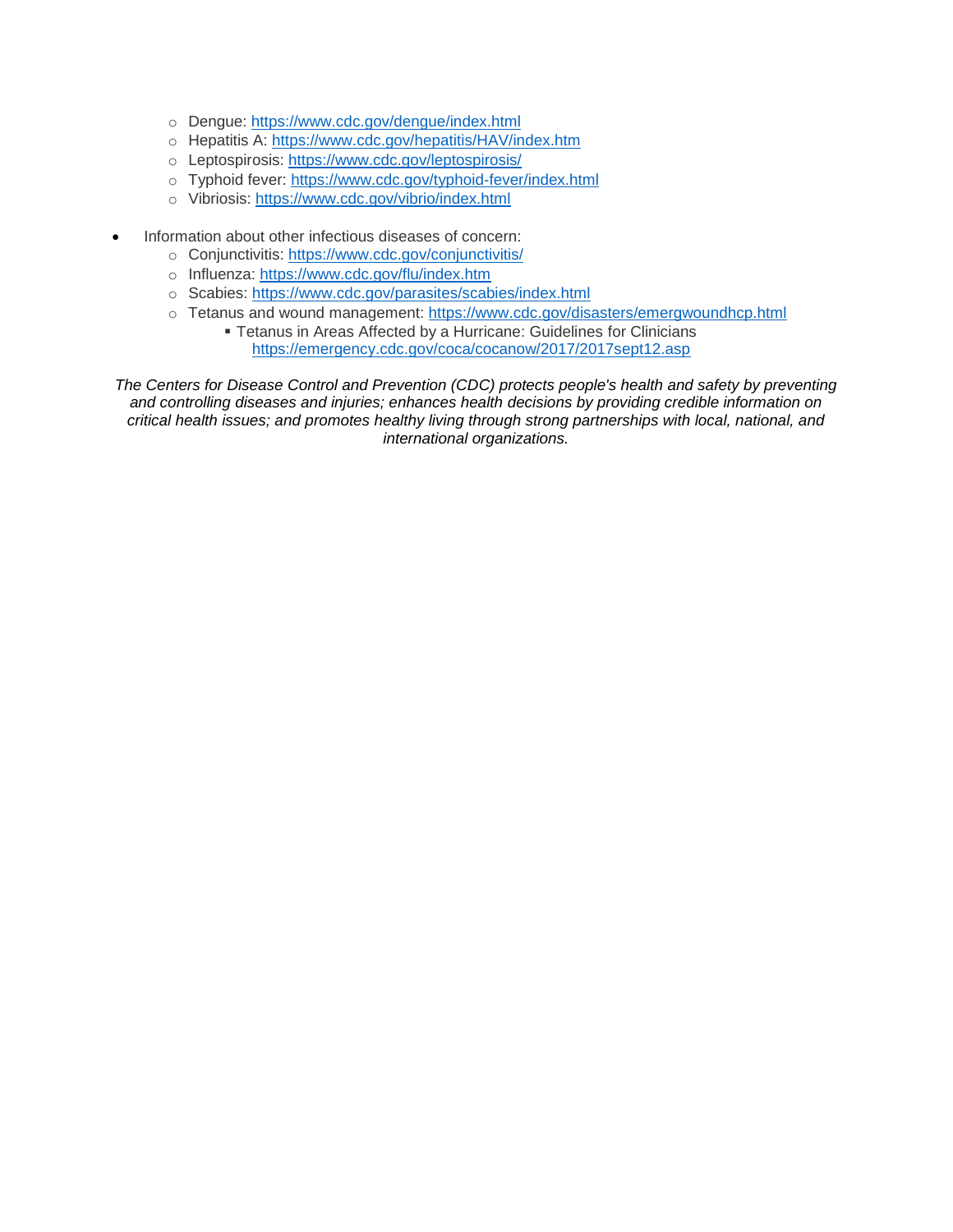- Dengue: https://www.cdc.gov/dengue/index.html
  - Hepatitis A: https://www.cdc.gov/hepatitis/HAV/index.htm
  - Leptospirosis: https://www.cdc.gov/leptospirosis/
  - Typhoid fever: https://www.cdc.gov/typhoid-fever/index.html
  - Vibriosis: https://www.cdc.gov/vibrio/index.html

- Information about other infectious diseases of concern:
  - Conjunctivitis: https://www.cdc.gov/conjunctivitis/
  - Influenza: https://www.cdc.gov/flu/index.htm
  - Scabies: https://www.cdc.gov/parasites/scabies/index.html
  - Tetanus and wound management: https://www.cdc.gov/disasters/emergwoundhcp.html
    - Tetanus in Areas Affected by a Hurricane: Guidelines for Clinicians https://emergency.cdc.gov/coca/cocanow/2017/2017sept12.asp

*The Centers for Disease Control and Prevention (CDC) protects people's health and safety by preventing and controlling diseases and injuries; enhances health decisions by providing credible information on critical health issues; and promotes healthy living through strong partnerships with local, national, and international organizations.*